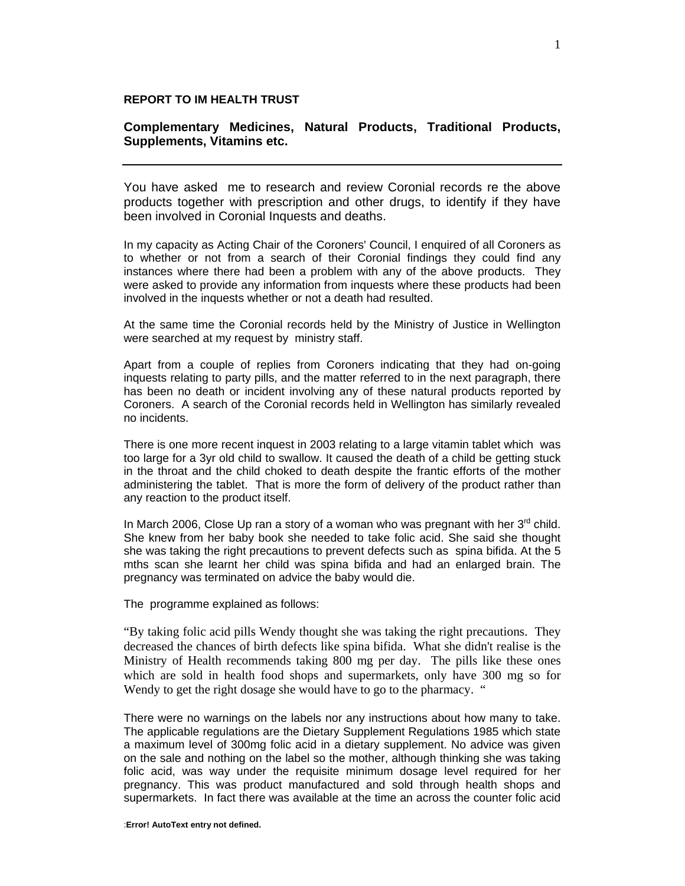**REPORT TO IM HEALTH TRUST**

**Complementary Medicines, Natural Products, Traditional Products, Supplements, Vitamins etc.**

---

You have asked me to research and review Coronial records re the above products together with prescription and other drugs, to identify if they have been involved in Coronial Inquests and deaths.

In my capacity as Acting Chair of the Coroners' Council, I enquired of all Coroners as to whether or not from a search of their Coronial findings they could find any instances where there had been a problem with any of the above products. They were asked to provide any information from inquests where these products had been involved in the inquests whether or not a death had resulted.

At the same time the Coronial records held by the Ministry of Justice in Wellington were searched at my request by ministry staff.

Apart from a couple of replies from Coroners indicating that they had on-going inquests relating to party pills, and the matter referred to in the next paragraph, there has been no death or incident involving any of these natural products reported by Coroners. A search of the Coronial records held in Wellington has similarly revealed no incidents.

There is one more recent inquest in 2003 relating to a large vitamin tablet which was too large for a 3yr old child to swallow. It caused the death of a child be getting stuck in the throat and the child choked to death despite the frantic efforts of the mother administering the tablet. That is more the form of delivery of the product rather than any reaction to the product itself.

In March 2006, Close Up ran a story of a woman who was pregnant with her 3rd child. She knew from her baby book she needed to take folic acid. She said she thought she was taking the right precautions to prevent defects such as spina bifida. At the 5 mths scan she learnt her child was spina bifida and had an enlarged brain. The pregnancy was terminated on advice the baby would die.

The programme explained as follows:

"By taking folic acid pills Wendy thought she was taking the right precautions. They decreased the chances of birth defects like spina bifida. What she didn't realise is the Ministry of Health recommends taking 800 mg per day. The pills like these ones which are sold in health food shops and supermarkets, only have 300 mg so for Wendy to get the right dosage she would have to go to the pharmacy. "

There were no warnings on the labels nor any instructions about how many to take. The applicable regulations are the Dietary Supplement Regulations 1985 which state a maximum level of 300mg folic acid in a dietary supplement. No advice was given on the sale and nothing on the label so the mother, although thinking she was taking folic acid, was way under the requisite minimum dosage level required for her pregnancy. This was product manufactured and sold through health shops and supermarkets. In fact there was available at the time an across the counter folic acid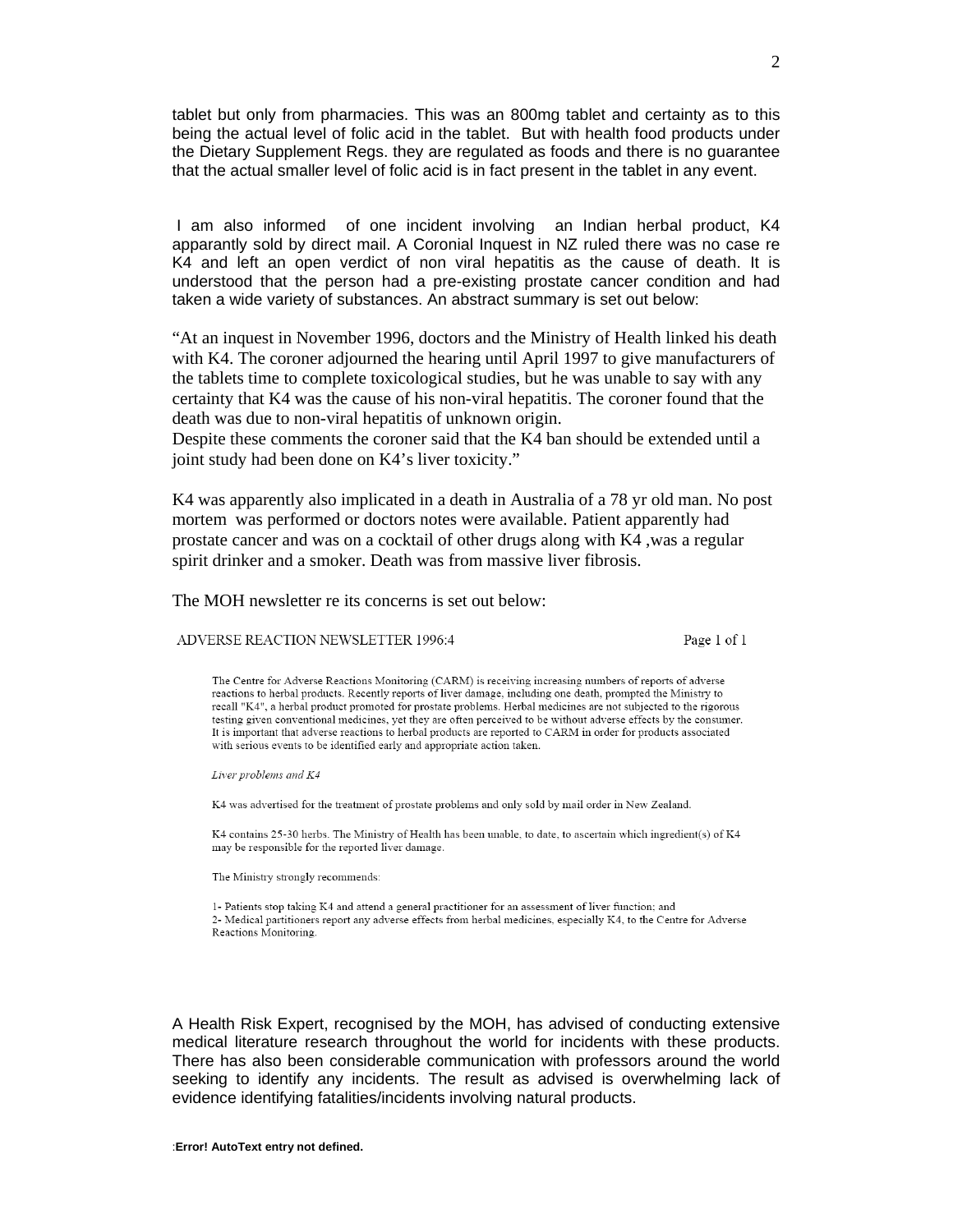tablet but only from pharmacies. This was an 800mg tablet and certainty as to this being the actual level of folic acid in the tablet. But with health food products under the Dietary Supplement Regs. they are regulated as foods and there is no guarantee that the actual smaller level of folic acid is in fact present in the tablet in any event.

I am also informed of one incident involving an Indian herbal product, K4 apparantly sold by direct mail. A Coronial Inquest in NZ ruled there was no case re K4 and left an open verdict of non viral hepatitis as the cause of death. It is understood that the person had a pre-existing prostate cancer condition and had taken a wide variety of substances. An abstract summary is set out below:

"At an inquest in November 1996, doctors and the Ministry of Health linked his death with K4. The coroner adjourned the hearing until April 1997 to give manufacturers of the tablets time to complete toxicological studies, but he was unable to say with any certainty that K4 was the cause of his non-viral hepatitis. The coroner found that the death was due to non-viral hepatitis of unknown origin.
Despite these comments the coroner said that the K4 ban should be extended until a joint study had been done on K4's liver toxicity."

K4 was apparently also implicated in a death in Australia of a 78 yr old man. No post mortem was performed or doctors notes were available. Patient apparently had prostate cancer and was on a cocktail of other drugs along with K4 ,was a regular spirit drinker and a smoker. Death was from massive liver fibrosis.

The MOH newsletter re its concerns is set out below:

ADVERSE REACTION NEWSLETTER 1996:4

The Centre for Adverse Reactions Monitoring (CARM) is receiving increasing numbers of reports of adverse reactions to herbal products. Recently reports of liver damage, including one death, prompted the Ministry to recall "K4", a herbal product promoted for prostate problems. Herbal medicines are not subjected to the rigorous testing given conventional medicines, yet they are often perceived to be without adverse effects by the consumer. It is important that adverse reactions to herbal products are reported to CARM in order for products associated with serious events to be identified early and appropriate action taken.

*Liver problems and K4*

K4 was advertised for the treatment of prostate problems and only sold by mail order in New Zealand.

K4 contains 25-30 herbs. The Ministry of Health has been unable, to date, to ascertain which ingredient(s) of K4 may be responsible for the reported liver damage.

The Ministry strongly recommends:

1- Patients stop taking K4 and attend a general practitioner for an assessment of liver function; and
2- Medical partitioners report any adverse effects from herbal medicines, especially K4, to the Centre for Adverse Reactions Monitoring.

A Health Risk Expert, recognised by the MOH, has advised of conducting extensive medical literature research throughout the world for incidents with these products. There has also been considerable communication with professors around the world seeking to identify any incidents. The result as advised is overwhelming lack of evidence identifying fatalities/incidents involving natural products.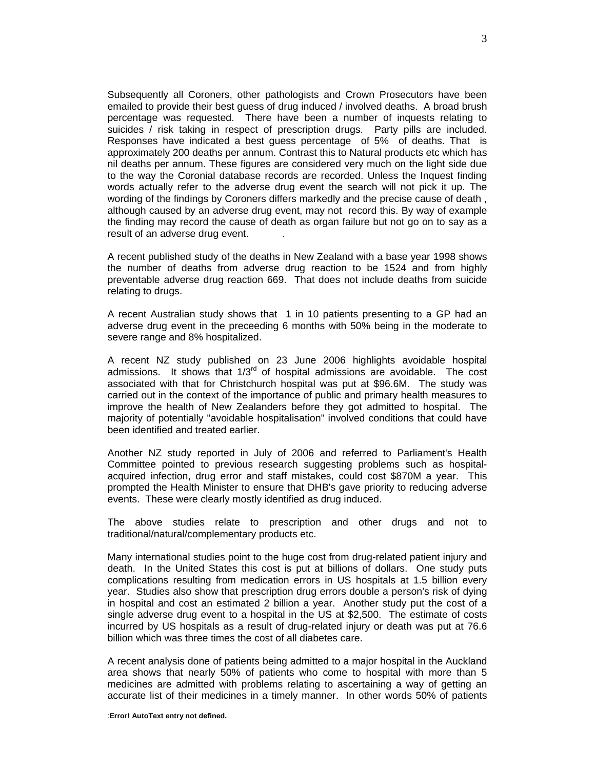Subsequently all Coroners, other pathologists and Crown Prosecutors have been emailed to provide their best guess of drug induced / involved deaths. A broad brush percentage was requested. There have been a number of inquests relating to suicides / risk taking in respect of prescription drugs. Party pills are included. Responses have indicated a best guess percentage of 5% of deaths. That is approximately 200 deaths per annum. Contrast this to Natural products etc which has nil deaths per annum. These figures are considered very much on the light side due to the way the Coronial database records are recorded. Unless the Inquest finding words actually refer to the adverse drug event the search will not pick it up. The wording of the findings by Coroners differs markedly and the precise cause of death , although caused by an adverse drug event, may not record this. By way of example the finding may record the cause of death as organ failure but not go on to say as a result of an adverse drug event. .

A recent published study of the deaths in New Zealand with a base year 1998 shows the number of deaths from adverse drug reaction to be 1524 and from highly preventable adverse drug reaction 669. That does not include deaths from suicide relating to drugs.

A recent Australian study shows that 1 in 10 patients presenting to a GP had an adverse drug event in the preceeding 6 months with 50% being in the moderate to severe range and 8% hospitalized.

A recent NZ study published on 23 June 2006 highlights avoidable hospital admissions. It shows that 1/3rd of hospital admissions are avoidable. The cost associated with that for Christchurch hospital was put at $96.6M. The study was carried out in the context of the importance of public and primary health measures to improve the health of New Zealanders before they got admitted to hospital. The majority of potentially "avoidable hospitalisation" involved conditions that could have been identified and treated earlier.

Another NZ study reported in July of 2006 and referred to Parliament's Health Committee pointed to previous research suggesting problems such as hospital-acquired infection, drug error and staff mistakes, could cost $870M a year. This prompted the Health Minister to ensure that DHB's gave priority to reducing adverse events. These were clearly mostly identified as drug induced.

The above studies relate to prescription and other drugs and not to traditional/natural/complementary products etc.

Many international studies point to the huge cost from drug-related patient injury and death. In the United States this cost is put at billions of dollars. One study puts complications resulting from medication errors in US hospitals at 1.5 billion every year. Studies also show that prescription drug errors double a person's risk of dying in hospital and cost an estimated 2 billion a year. Another study put the cost of a single adverse drug event to a hospital in the US at $2,500. The estimate of costs incurred by US hospitals as a result of drug-related injury or death was put at 76.6 billion which was three times the cost of all diabetes care.

A recent analysis done of patients being admitted to a major hospital in the Auckland area shows that nearly 50% of patients who come to hospital with more than 5 medicines are admitted with problems relating to ascertaining a way of getting an accurate list of their medicines in a timely manner. In other words 50% of patients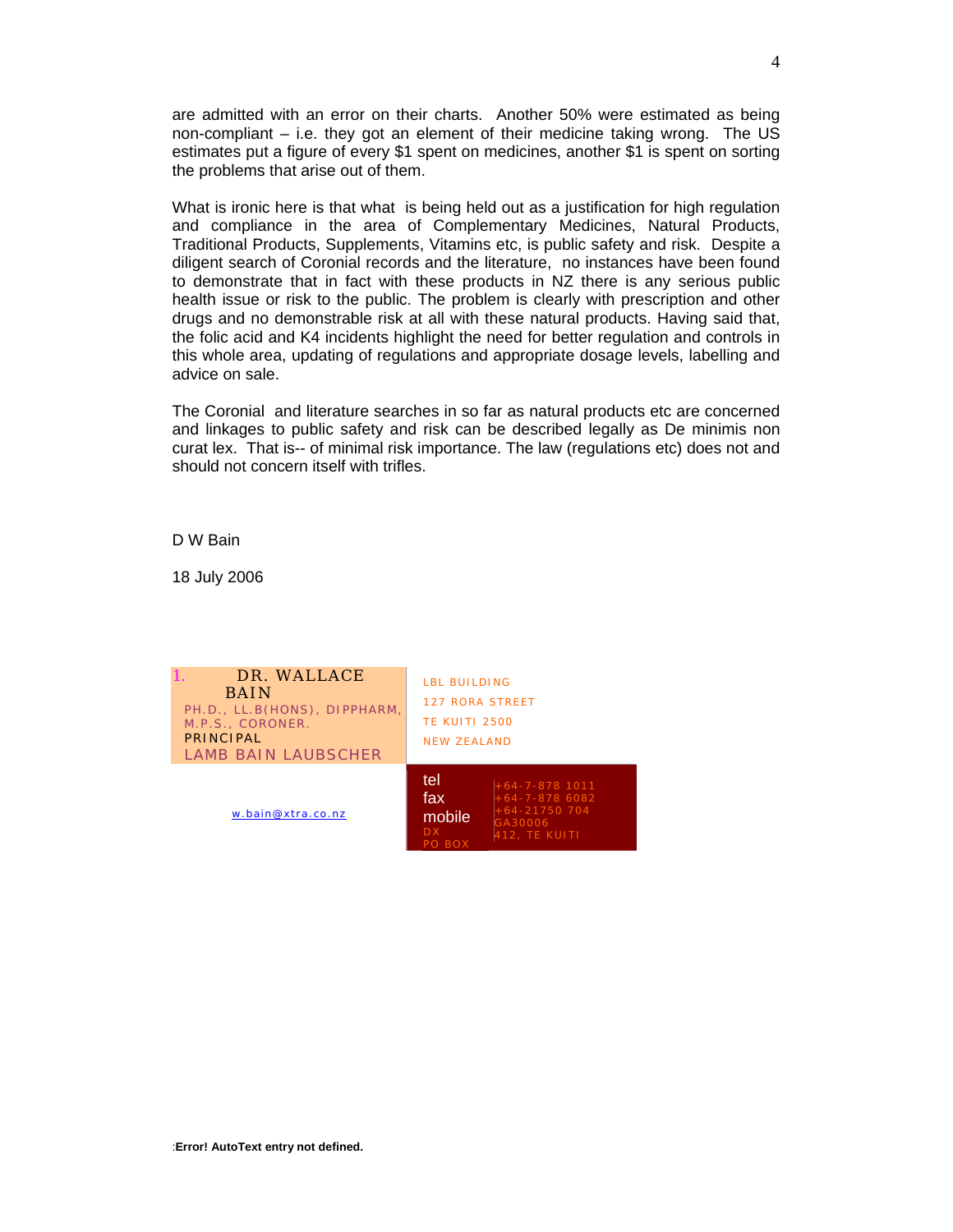are admitted with an error on their charts. Another 50% were estimated as being non-compliant – i.e. they got an element of their medicine taking wrong. The US estimates put a figure of every $1 spent on medicines, another $1 is spent on sorting the problems that arise out of them.

What is ironic here is that what is being held out as a justification for high regulation and compliance in the area of Complementary Medicines, Natural Products, Traditional Products, Supplements, Vitamins etc, is public safety and risk. Despite a diligent search of Coronial records and the literature, no instances have been found to demonstrate that in fact with these products in NZ there is any serious public health issue or risk to the public. The problem is clearly with prescription and other drugs and no demonstrable risk at all with these natural products. Having said that, the folic acid and K4 incidents highlight the need for better regulation and controls in this whole area, updating of regulations and appropriate dosage levels, labelling and advice on sale.

The Coronial and literature searches in so far as natural products etc are concerned and linkages to public safety and risk can be described legally as De minimis non curat lex. That is-- of minimal risk importance. The law (regulations etc) does not and should not concern itself with trifles.

D W Bain

18 July 2006

| | |
|---|---|
| 1. DR. WALLACE BAIN<br>PH.D., LL.B(HONS), DIPPHARM, M.P.S., CORONER.<br>PRINCIPAL<br>LAMB BAIN LAUBSCHER | LBL BUILDING<br>127 RORA STREET<br>TE KUITI 2500<br>NEW ZEALAND |
| w.bain@xtra.co.nz | tel +64-7-878 1011<br>fax +64-7-878 6082<br>mobile +64-21750 704<br>DX GA30006<br>PO BOX 412, TE KUITI |

:Error! AutoText entry not defined.